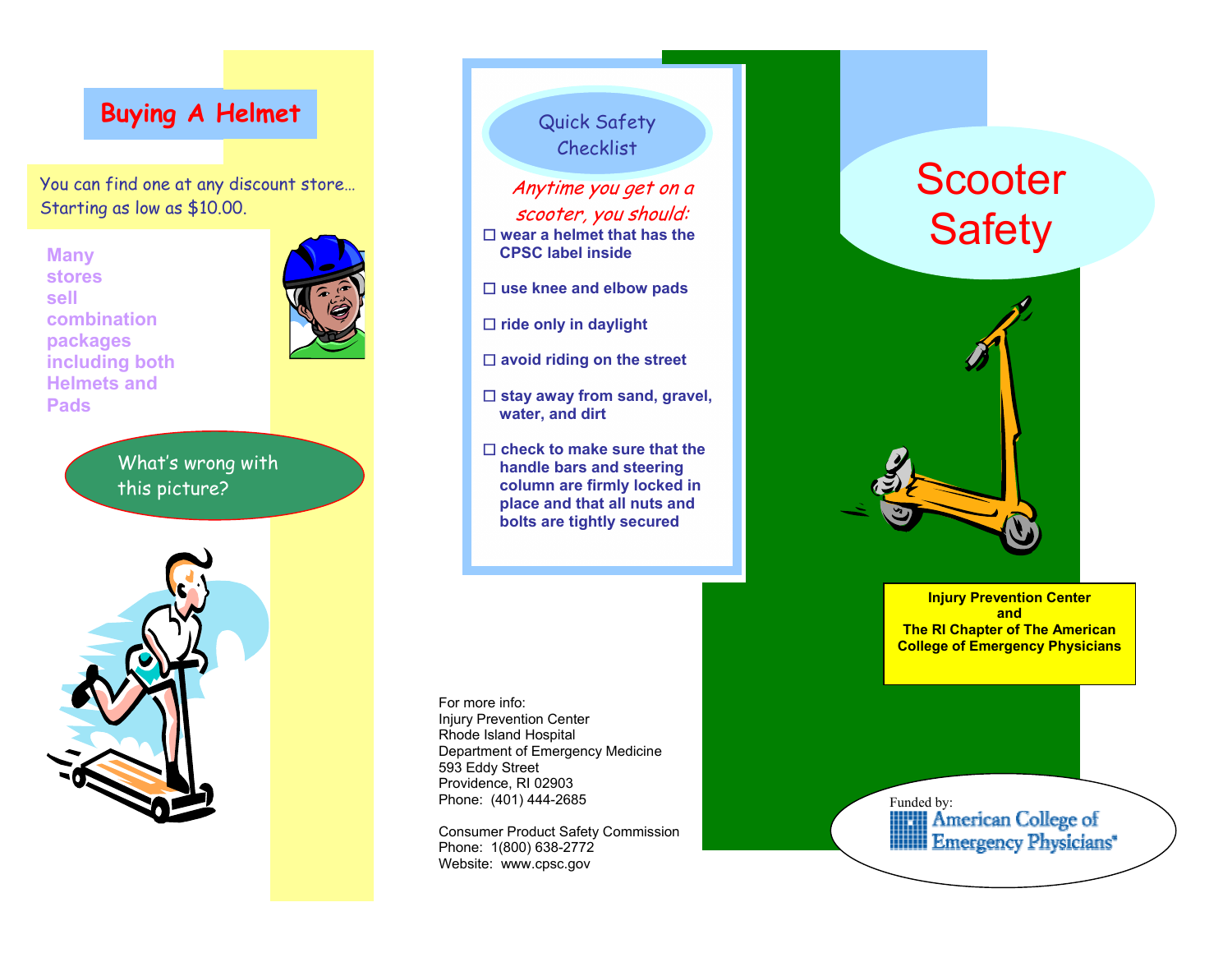## Buying A Helmet

You can find one at any discount store… Starting as low as $10.00.

**Many stores sell combination packages including both Helmets and Pads**

What's wrong with this picture?

## Quick Safety Checklist

*Anytime you get on a scooter, you should:*

- ☐ **wear a helmet that has the CPSC label inside**
- ☐ **use knee and elbow pads**
- ☐ **ride only in daylight**
- ☐ **avoid riding on the street**
- ☐ **stay away from sand, gravel, water, and dirt**
- ☐ **check to make sure that the handle bars and steering column are firmly locked in place and that all nuts and bolts are tightly secured**

For more info:
Injury Prevention Center
Rhode Island Hospital
Department of Emergency Medicine
593 Eddy Street
Providence, RI 02903
Phone: (401) 444-2685

Consumer Product Safety Commission
Phone: 1(800) 638-2772
Website: www.cpsc.gov

# Scooter Safety

**Injury Prevention Center and The RI Chapter of The American College of Emergency Physicians**

Funded by:
American College of Emergency Physicians®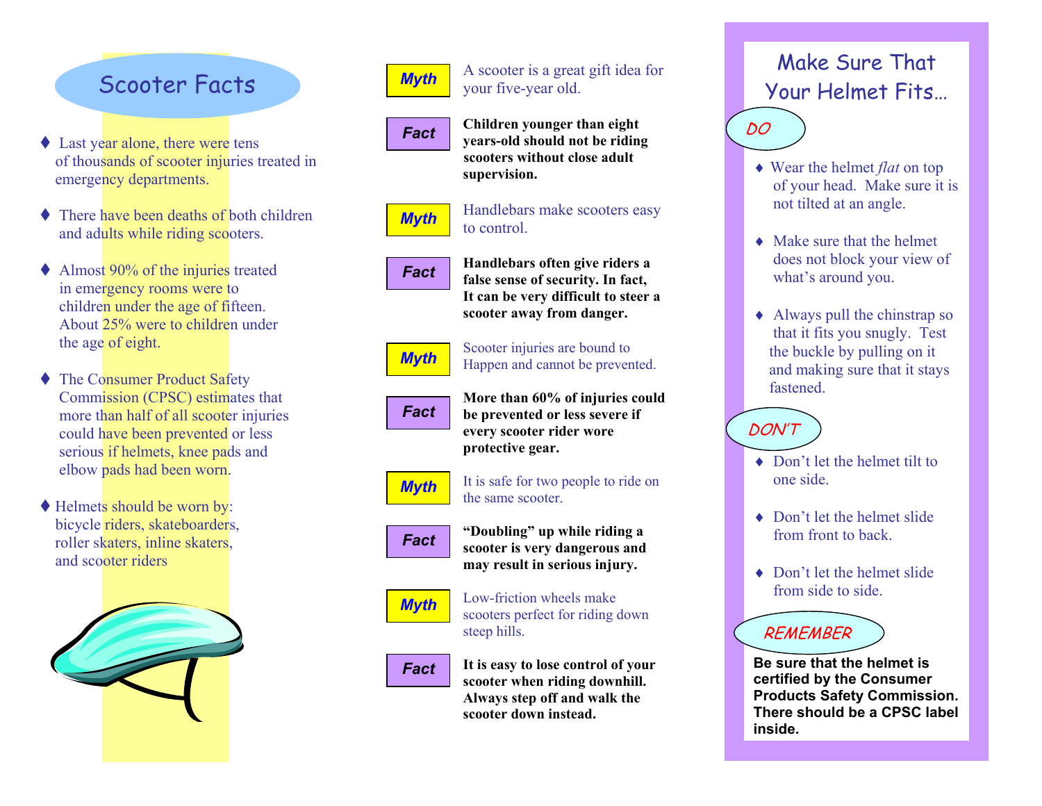# Scooter Facts

- Last year alone, there were tens of thousands of scooter injuries treated in emergency departments.
- There have been deaths of both children and adults while riding scooters.
- Almost 90% of the injuries treated in emergency rooms were to children under the age of fifteen. About 25% were to children under the age of eight.
- The Consumer Product Safety Commission (CPSC) estimates that more than half of all scooter injuries could have been prevented or less serious if helmets, knee pads and elbow pads had been worn.
- Helmets should be worn by: bicycle riders, skateboarders, roller skaters, inline skaters, and scooter riders

**Myth** A scooter is a great gift idea for your five-year old.

**Fact** **Children younger than eight years-old should not be riding scooters without close adult supervision.**

**Myth** Handlebars make scooters easy to control.

**Fact** **Handlebars often give riders a false sense of security. In fact, It can be very difficult to steer a scooter away from danger.**

**Myth** Scooter injuries are bound to Happen and cannot be prevented.

**Fact** **More than 60% of injuries could be prevented or less severe if every scooter rider wore protective gear.**

**Myth** It is safe for two people to ride on the same scooter.

**Fact** **"Doubling" up while riding a scooter is very dangerous and may result in serious injury.**

**Myth** Low-friction wheels make scooters perfect for riding down steep hills.

**Fact** **It is easy to lose control of your scooter when riding downhill. Always step off and walk the scooter down instead.**

## Make Sure That Your Helmet Fits…

### DO

- Wear the helmet *flat* on top of your head. Make sure it is not tilted at an angle.
- Make sure that the helmet does not block your view of what's around you.
- Always pull the chinstrap so that it fits you snugly. Test the buckle by pulling on it and making sure that it stays fastened.

### DON'T

- Don't let the helmet tilt to one side.
- Don't let the helmet slide from front to back.
- Don't let the helmet slide from side to side.

### REMEMBER

**Be sure that the helmet is certified by the Consumer Products Safety Commission. There should be a CPSC label inside.**